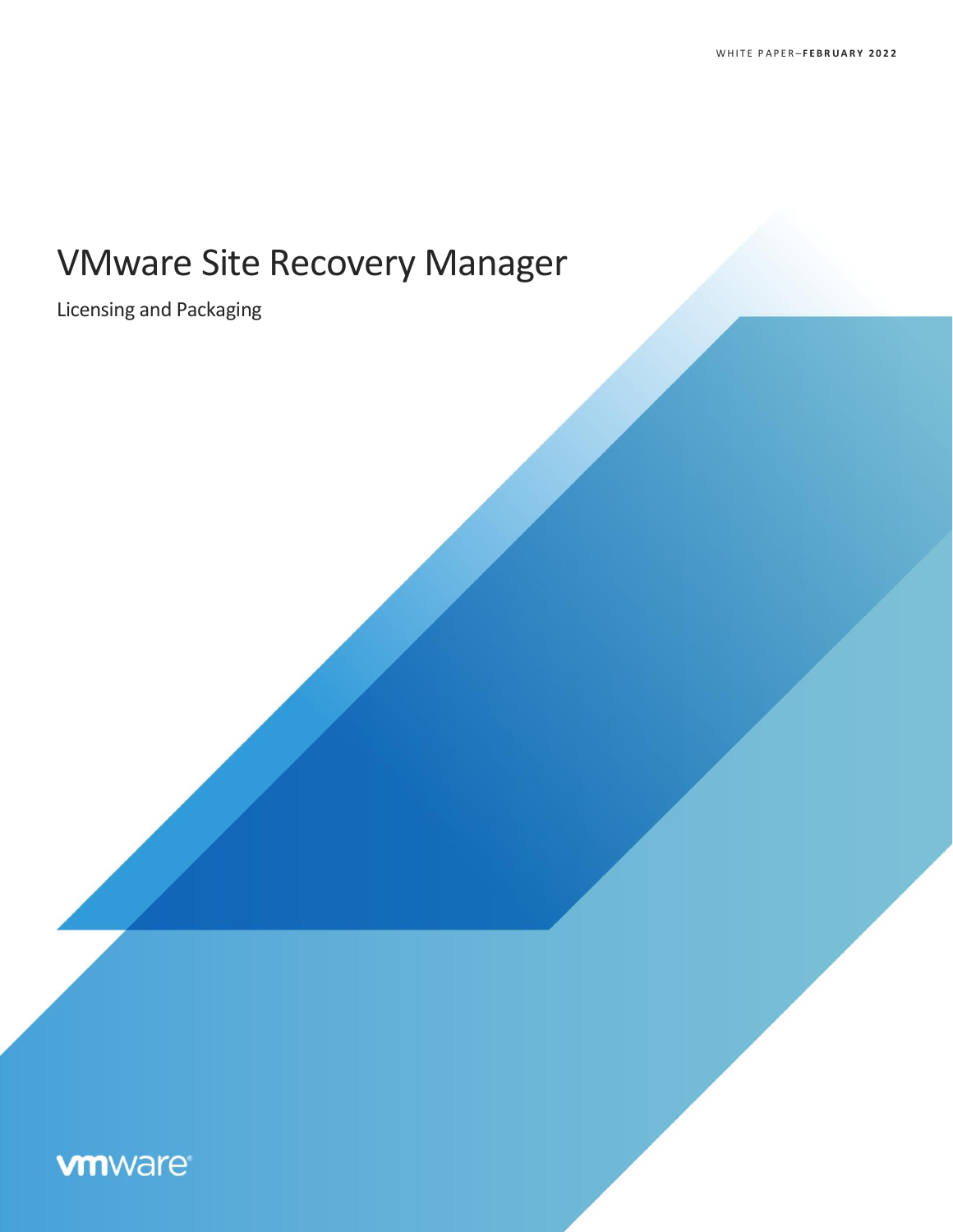WHITE PAPER–**FEBRUARY 2022**

# VMware Site Recovery Manager

Licensing and Packaging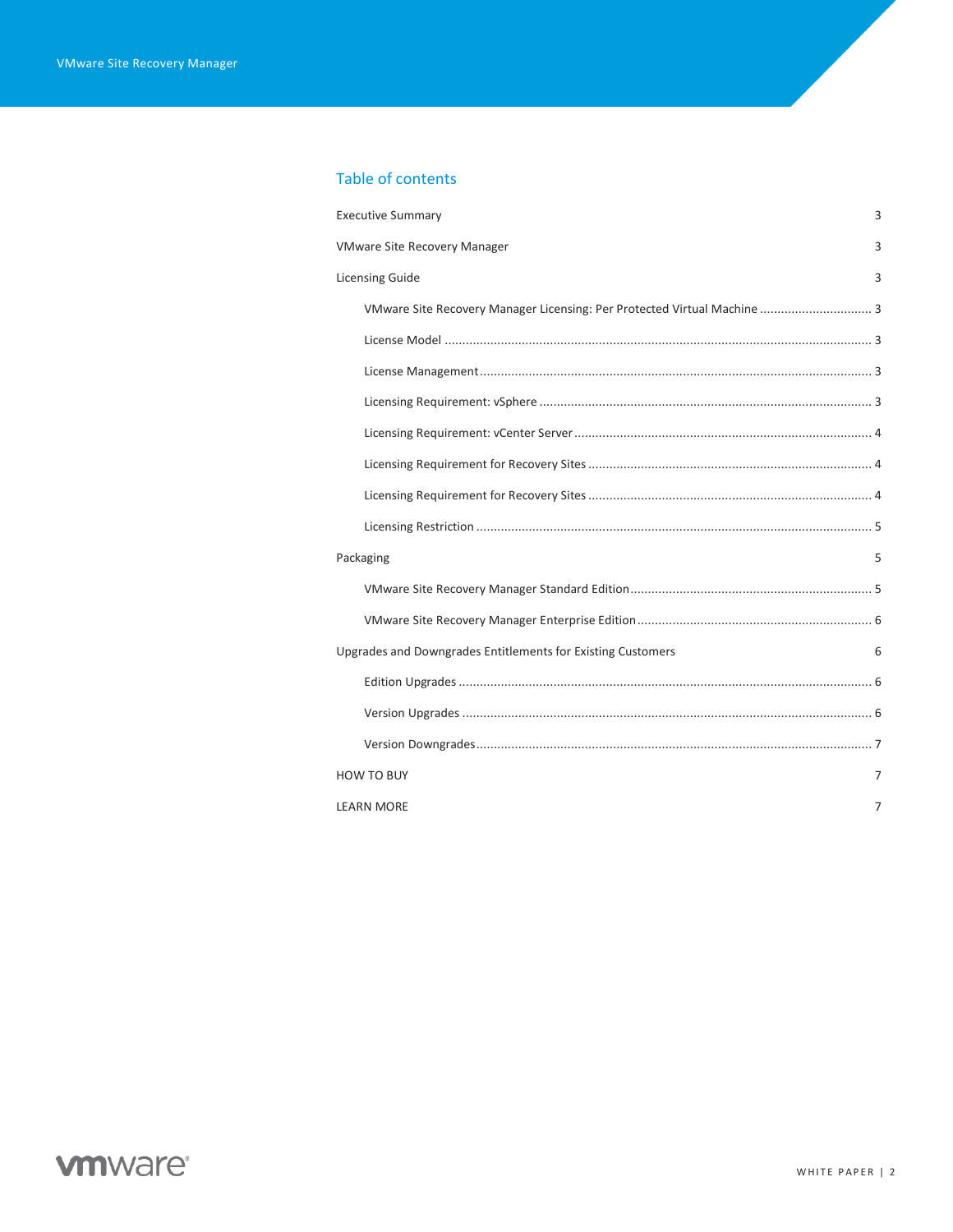## Table of contents

Executive Summary 3

VMware Site Recovery Manager 3

Licensing Guide 3

- VMware Site Recovery Manager Licensing: Per Protected Virtual Machine ................................ 3
- License Model ........................................................................................................................ 3
- License Management ............................................................................................................... 3
- Licensing Requirement: vSphere ............................................................................................. 3
- Licensing Requirement: vCenter Server .................................................................................... 4
- Licensing Requirement for Recovery Sites ................................................................................ 4
- Licensing Requirement for Recovery Sites ................................................................................ 4
- Licensing Restriction ................................................................................................................ 5

Packaging 5

- VMware Site Recovery Manager Standard Edition .................................................................... 5
- VMware Site Recovery Manager Enterprise Edition .................................................................. 6

Upgrades and Downgrades Entitlements for Existing Customers 6

- Edition Upgrades ..................................................................................................................... 6
- Version Upgrades .................................................................................................................... 6
- Version Downgrades ................................................................................................................ 7

HOW TO BUY 7

LEARN MORE 7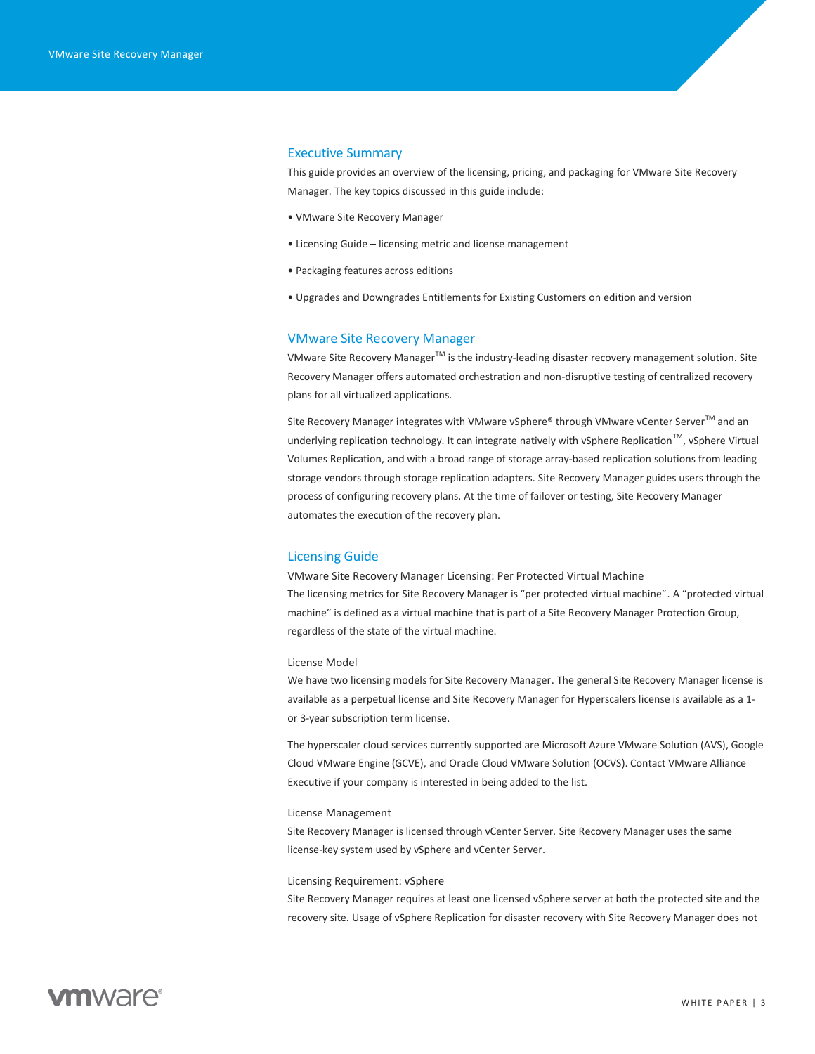## Executive Summary

This guide provides an overview of the licensing, pricing, and packaging for VMware Site Recovery Manager. The key topics discussed in this guide include:

• VMware Site Recovery Manager

• Licensing Guide – licensing metric and license management

• Packaging features across editions

• Upgrades and Downgrades Entitlements for Existing Customers on edition and version

## VMware Site Recovery Manager

VMware Site Recovery Manager™ is the industry-leading disaster recovery management solution. Site Recovery Manager offers automated orchestration and non-disruptive testing of centralized recovery plans for all virtualized applications.

Site Recovery Manager integrates with VMware vSphere® through VMware vCenter Server™ and an underlying replication technology. It can integrate natively with vSphere Replication™, vSphere Virtual Volumes Replication, and with a broad range of storage array-based replication solutions from leading storage vendors through storage replication adapters. Site Recovery Manager guides users through the process of configuring recovery plans. At the time of failover or testing, Site Recovery Manager automates the execution of the recovery plan.

## Licensing Guide

### VMware Site Recovery Manager Licensing: Per Protected Virtual Machine

The licensing metrics for Site Recovery Manager is "per protected virtual machine". A "protected virtual machine" is defined as a virtual machine that is part of a Site Recovery Manager Protection Group, regardless of the state of the virtual machine.

### License Model

We have two licensing models for Site Recovery Manager. The general Site Recovery Manager license is available as a perpetual license and Site Recovery Manager for Hyperscalers license is available as a 1- or 3-year subscription term license.

The hyperscaler cloud services currently supported are Microsoft Azure VMware Solution (AVS), Google Cloud VMware Engine (GCVE), and Oracle Cloud VMware Solution (OCVS). Contact VMware Alliance Executive if your company is interested in being added to the list.

### License Management

Site Recovery Manager is licensed through vCenter Server. Site Recovery Manager uses the same license-key system used by vSphere and vCenter Server.

### Licensing Requirement: vSphere

Site Recovery Manager requires at least one licensed vSphere server at both the protected site and the recovery site. Usage of vSphere Replication for disaster recovery with Site Recovery Manager does not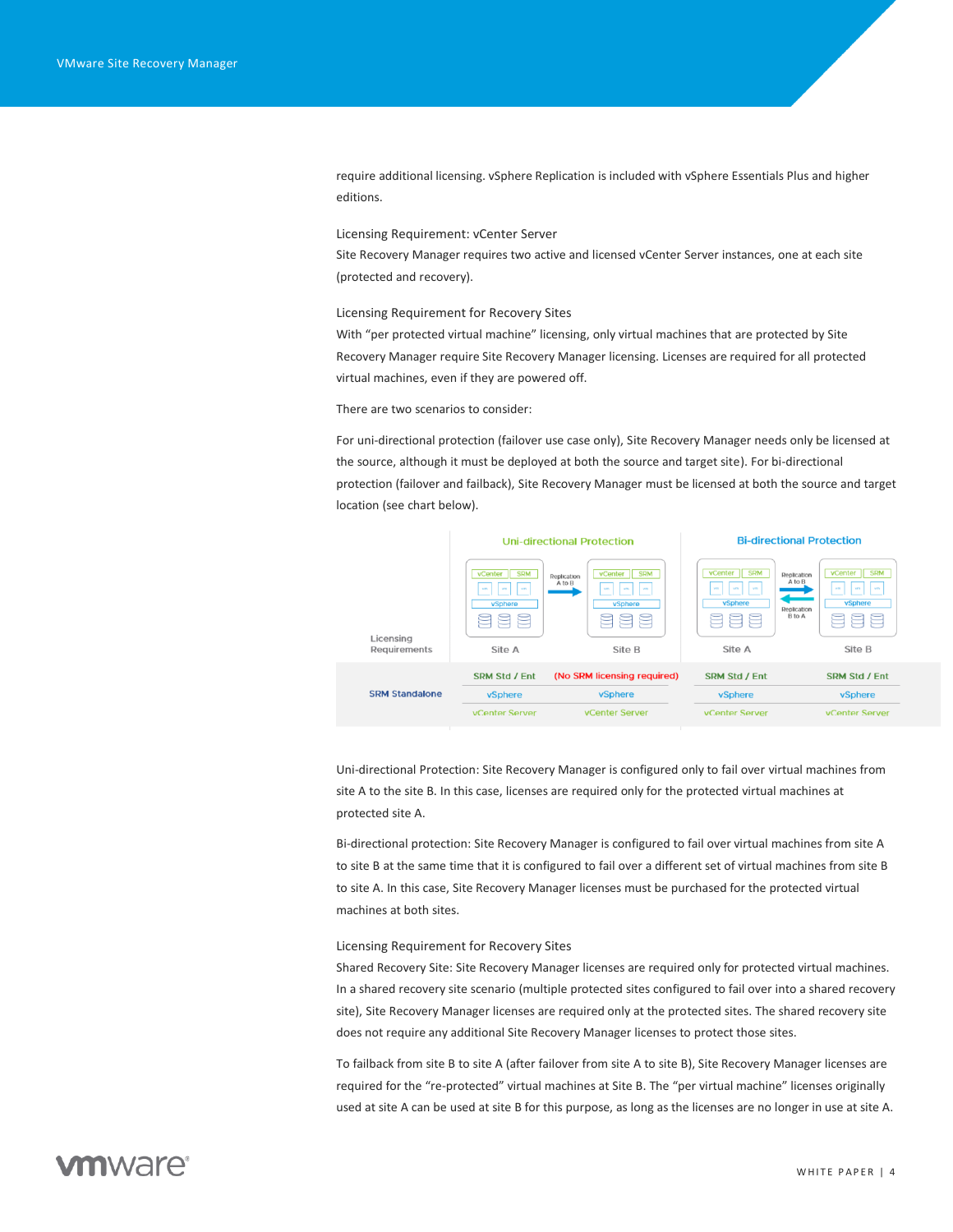require additional licensing. vSphere Replication is included with vSphere Essentials Plus and higher editions.

Licensing Requirement: vCenter Server

Site Recovery Manager requires two active and licensed vCenter Server instances, one at each site (protected and recovery).

Licensing Requirement for Recovery Sites

With "per protected virtual machine" licensing, only virtual machines that are protected by Site Recovery Manager require Site Recovery Manager licensing. Licenses are required for all protected virtual machines, even if they are powered off.

There are two scenarios to consider:

For uni-directional protection (failover use case only), Site Recovery Manager needs only be licensed at the source, although it must be deployed at both the source and target site). For bi-directional protection (failover and failback), Site Recovery Manager must be licensed at both the source and target location (see chart below).

| Licensing Requirements | Uni-directional Protection | | Bi-directional Protection | |
|---|---|---|---|---|
| | Site A | Site B | Site A | Site B |
| SRM Standalone | SRM Std / Ent | (No SRM licensing required) | SRM Std / Ent | SRM Std / Ent |
| | vSphere | vSphere | vSphere | vSphere |
| | vCenter Server | vCenter Server | vCenter Server | vCenter Server |

Uni-directional Protection: Site Recovery Manager is configured only to fail over virtual machines from site A to the site B. In this case, licenses are required only for the protected virtual machines at protected site A.

Bi-directional protection: Site Recovery Manager is configured to fail over virtual machines from site A to site B at the same time that it is configured to fail over a different set of virtual machines from site B to site A. In this case, Site Recovery Manager licenses must be purchased for the protected virtual machines at both sites.

Licensing Requirement for Recovery Sites

Shared Recovery Site: Site Recovery Manager licenses are required only for protected virtual machines. In a shared recovery site scenario (multiple protected sites configured to fail over into a shared recovery site), Site Recovery Manager licenses are required only at the protected sites. The shared recovery site does not require any additional Site Recovery Manager licenses to protect those sites.

To failback from site B to site A (after failover from site A to site B), Site Recovery Manager licenses are required for the "re-protected" virtual machines at Site B. The "per virtual machine" licenses originally used at site A can be used at site B for this purpose, as long as the licenses are no longer in use at site A.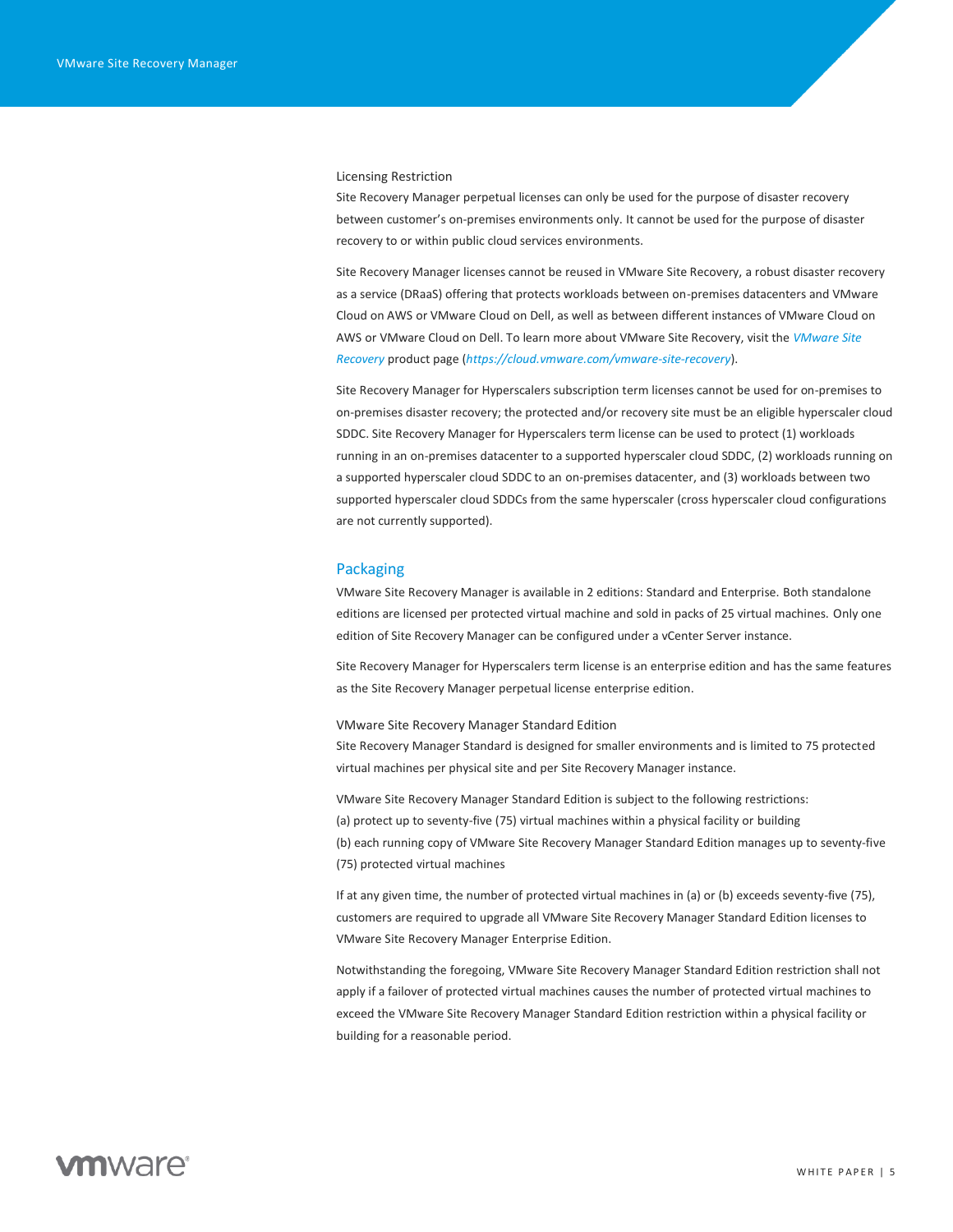#### Licensing Restriction

Site Recovery Manager perpetual licenses can only be used for the purpose of disaster recovery between customer's on-premises environments only. It cannot be used for the purpose of disaster recovery to or within public cloud services environments.

Site Recovery Manager licenses cannot be reused in VMware Site Recovery, a robust disaster recovery as a service (DRaaS) offering that protects workloads between on-premises datacenters and VMware Cloud on AWS or VMware Cloud on Dell, as well as between different instances of VMware Cloud on AWS or VMware Cloud on Dell. To learn more about VMware Site Recovery, visit the *VMware Site Recovery* product page (*https://cloud.vmware.com/vmware-site-recovery*).

Site Recovery Manager for Hyperscalers subscription term licenses cannot be used for on-premises to on-premises disaster recovery; the protected and/or recovery site must be an eligible hyperscaler cloud SDDC. Site Recovery Manager for Hyperscalers term license can be used to protect (1) workloads running in an on-premises datacenter to a supported hyperscaler cloud SDDC, (2) workloads running on a supported hyperscaler cloud SDDC to an on-premises datacenter, and (3) workloads between two supported hyperscaler cloud SDDCs from the same hyperscaler (cross hyperscaler cloud configurations are not currently supported).

## Packaging

VMware Site Recovery Manager is available in 2 editions: Standard and Enterprise. Both standalone editions are licensed per protected virtual machine and sold in packs of 25 virtual machines. Only one edition of Site Recovery Manager can be configured under a vCenter Server instance.

Site Recovery Manager for Hyperscalers term license is an enterprise edition and has the same features as the Site Recovery Manager perpetual license enterprise edition.

#### VMware Site Recovery Manager Standard Edition

Site Recovery Manager Standard is designed for smaller environments and is limited to 75 protected virtual machines per physical site and per Site Recovery Manager instance.

VMware Site Recovery Manager Standard Edition is subject to the following restrictions:
(a) protect up to seventy-five (75) virtual machines within a physical facility or building
(b) each running copy of VMware Site Recovery Manager Standard Edition manages up to seventy-five (75) protected virtual machines

If at any given time, the number of protected virtual machines in (a) or (b) exceeds seventy-five (75), customers are required to upgrade all VMware Site Recovery Manager Standard Edition licenses to VMware Site Recovery Manager Enterprise Edition.

Notwithstanding the foregoing, VMware Site Recovery Manager Standard Edition restriction shall not apply if a failover of protected virtual machines causes the number of protected virtual machines to exceed the VMware Site Recovery Manager Standard Edition restriction within a physical facility or building for a reasonable period.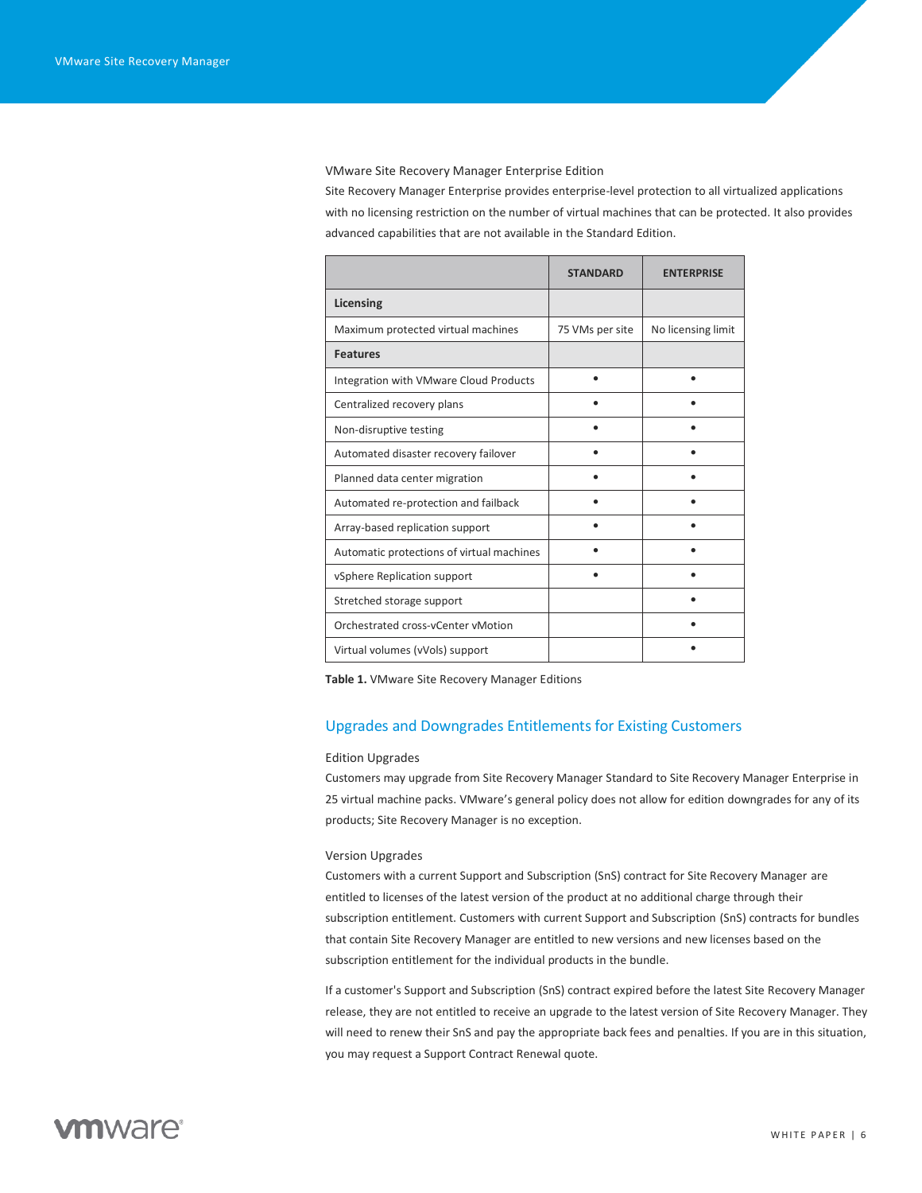### VMware Site Recovery Manager Enterprise Edition

Site Recovery Manager Enterprise provides enterprise-level protection to all virtualized applications with no licensing restriction on the number of virtual machines that can be protected. It also provides advanced capabilities that are not available in the Standard Edition.

| | STANDARD | ENTERPRISE |
|---|---|---|
| **Licensing** | | |
| Maximum protected virtual machines | 75 VMs per site | No licensing limit |
| **Features** | | |
| Integration with VMware Cloud Products | • | • |
| Centralized recovery plans | • | • |
| Non-disruptive testing | • | • |
| Automated disaster recovery failover | • | • |
| Planned data center migration | • | • |
| Automated re-protection and failback | • | • |
| Array-based replication support | • | • |
| Automatic protections of virtual machines | • | • |
| vSphere Replication support | • | • |
| Stretched storage support | | • |
| Orchestrated cross-vCenter vMotion | | • |
| Virtual volumes (vVols) support | | • |

**Table 1.** VMware Site Recovery Manager Editions

## Upgrades and Downgrades Entitlements for Existing Customers

### Edition Upgrades

Customers may upgrade from Site Recovery Manager Standard to Site Recovery Manager Enterprise in 25 virtual machine packs. VMware's general policy does not allow for edition downgrades for any of its products; Site Recovery Manager is no exception.

### Version Upgrades

Customers with a current Support and Subscription (SnS) contract for Site Recovery Manager are entitled to licenses of the latest version of the product at no additional charge through their subscription entitlement. Customers with current Support and Subscription (SnS) contracts for bundles that contain Site Recovery Manager are entitled to new versions and new licenses based on the subscription entitlement for the individual products in the bundle.

If a customer's Support and Subscription (SnS) contract expired before the latest Site Recovery Manager release, they are not entitled to receive an upgrade to the latest version of Site Recovery Manager. They will need to renew their SnS and pay the appropriate back fees and penalties. If you are in this situation, you may request a Support Contract Renewal quote.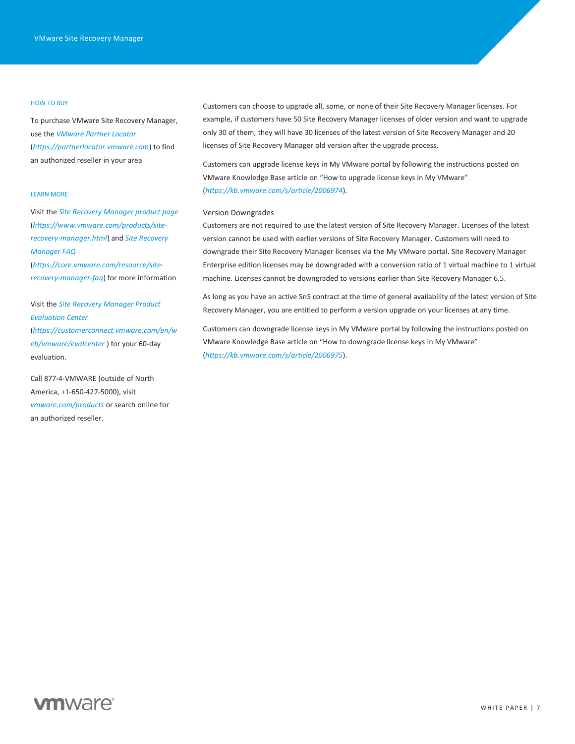Customers can choose to upgrade all, some, or none of their Site Recovery Manager licenses. For example, if customers have 50 Site Recovery Manager licenses of older version and want to upgrade only 30 of them, they will have 30 licenses of the latest version of Site Recovery Manager and 20 licenses of Site Recovery Manager old version after the upgrade process.

Customers can upgrade license keys in My VMware portal by following the instructions posted on VMware Knowledge Base article on "How to upgrade license keys in My VMware" (*https://kb.vmware.com/s/article/2006974*).

### Version Downgrades

Customers are not required to use the latest version of Site Recovery Manager. Licenses of the latest version cannot be used with earlier versions of Site Recovery Manager. Customers will need to downgrade their Site Recovery Manager licenses via the My VMware portal. Site Recovery Manager Enterprise edition licenses may be downgraded with a conversion ratio of 1 virtual machine to 1 virtual machine. Licenses cannot be downgraded to versions earlier than Site Recovery Manager 6.5.

As long as you have an active SnS contract at the time of general availability of the latest version of Site Recovery Manager, you are entitled to perform a version upgrade on your licenses at any time.

Customers can downgrade license keys in My VMware portal by following the instructions posted on VMware Knowledge Base article on "How to downgrade license keys in My VMware" (*https://kb.vmware.com/s/article/2006975*).

#### HOW TO BUY

To purchase VMware Site Recovery Manager, use the *VMware Partner Locator* (*https://partnerlocator.vmware.com*) to find an authorized reseller in your area

#### LEARN MORE

Visit the *Site Recovery Manager product page* (*https://www.vmware.com/products/site-recovery-manager.html*) and *Site Recovery Manager FAQ* (*https://core.vmware.com/resource/site-recovery-manager-faq*) for more information

Visit the *Site Recovery Manager Product Evaluation Center* (*https://customerconnect.vmware.com/en/web/vmware/evalcenter* ) for your 60-day evaluation.

Call 877-4-VMWARE (outside of North America, +1-650-427-5000), visit *vmware.com/products* or search online for an authorized reseller.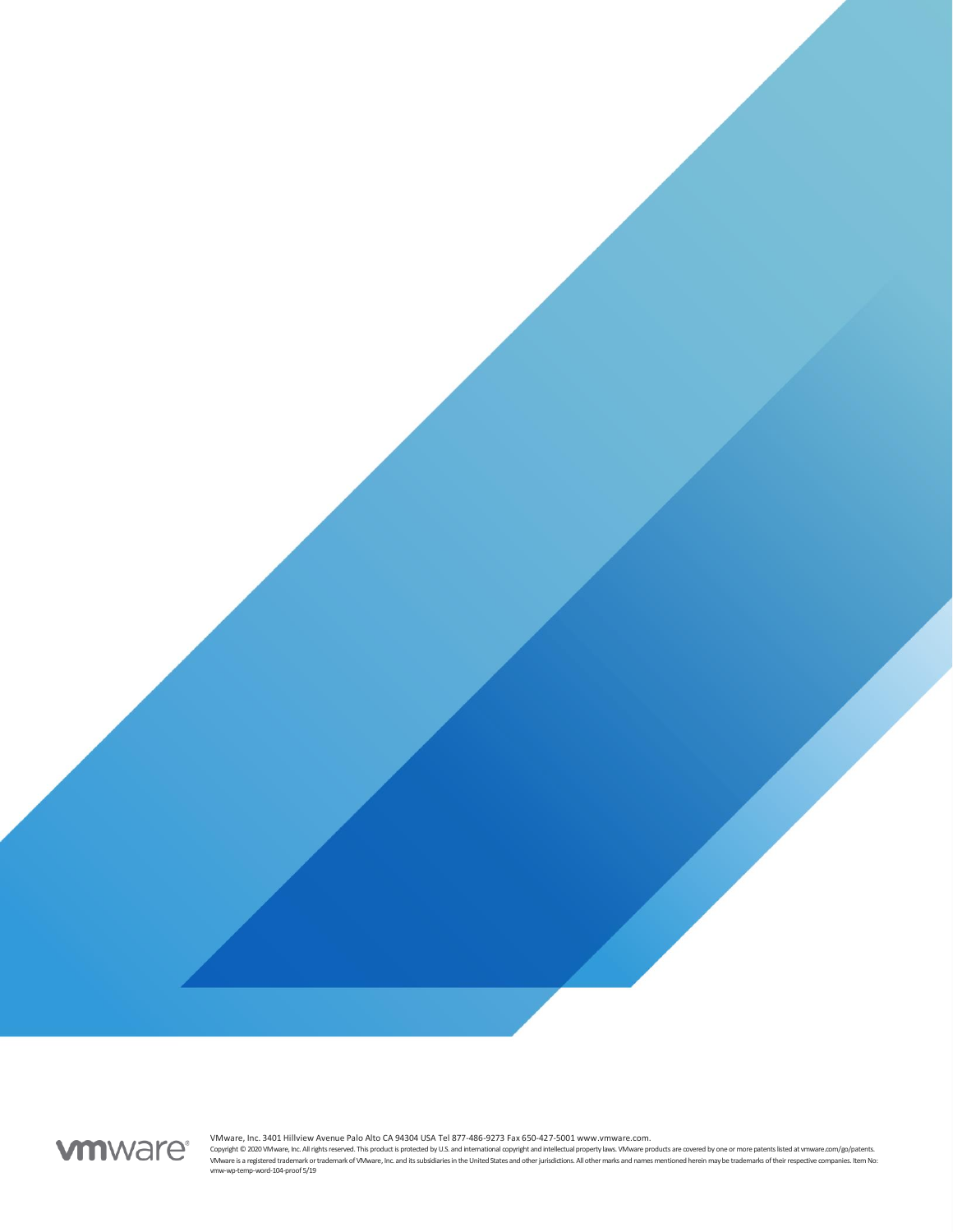vmware®

VMware, Inc. 3401 Hillview Avenue Palo Alto CA 94304 USA Tel 877-486-9273 Fax 650-427-5001 www.vmware.com.

Copyright © 2020 VMware, Inc. All rights reserved. This product is protected by U.S. and international copyright and intellectual property laws. VMware products are covered by one or more patents listed at vmware.com/go/patents. VMware is a registered trademark or trademark of VMware, Inc. and its subsidiaries in the United States and other jurisdictions. All other marks and names mentioned herein may be trademarks of their respective companies. Item No: vmw-wp-temp-word-104-proof 5/19